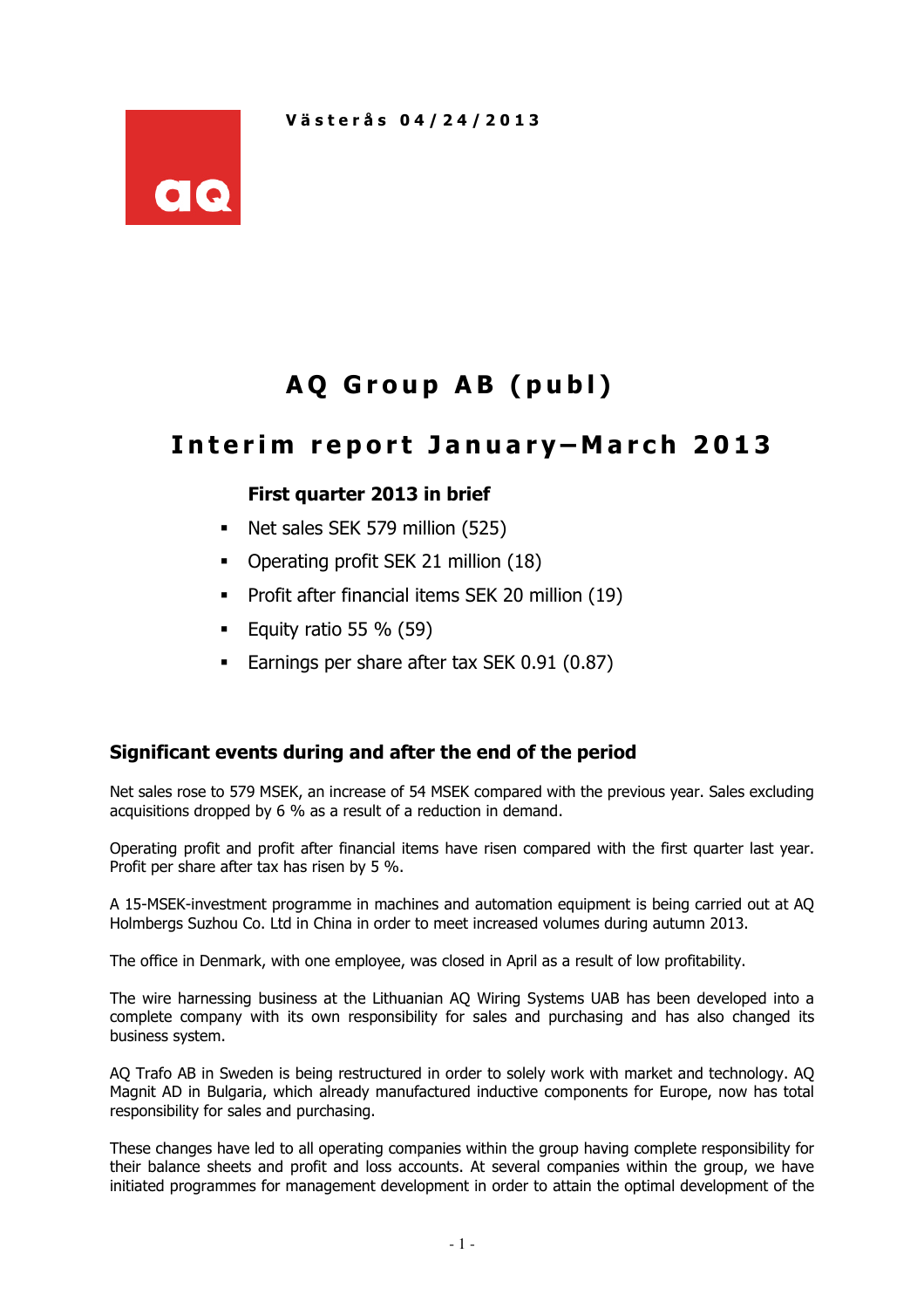Västerås 04/24/2013

# AQ Group AB (publ)

## Interim report January–March 2013

### First quarter 2013 in brief

- Net sales SEK 579 million (525)
- Operating profit SEK 21 million (18)
- Profit after financial items SEK 20 million (19)
- Equity ratio 55 % (59)
- Earnings per share after tax SEK 0.91 (0.87)

## Significant events during and after the end of the period

Net sales rose to 579 MSEK, an increase of 54 MSEK compared with the previous year. Sales excluding acquisitions dropped by 6 % as a result of a reduction in demand.

Operating profit and profit after financial items have risen compared with the first quarter last year. Profit per share after tax has risen by 5 %.

A 15-MSEK-investment programme in machines and automation equipment is being carried out at AQ Holmbergs Suzhou Co. Ltd in China in order to meet increased volumes during autumn 2013.

The office in Denmark, with one employee, was closed in April as a result of low profitability.

The wire harnessing business at the Lithuanian AQ Wiring Systems UAB has been developed into a complete company with its own responsibility for sales and purchasing and has also changed its business system.

AQ Trafo AB in Sweden is being restructured in order to solely work with market and technology. AQ Magnit AD in Bulgaria, which already manufactured inductive components for Europe, now has total responsibility for sales and purchasing.

These changes have led to all operating companies within the group having complete responsibility for their balance sheets and profit and loss accounts. At several companies within the group, we have initiated programmes for management development in order to attain the optimal development of the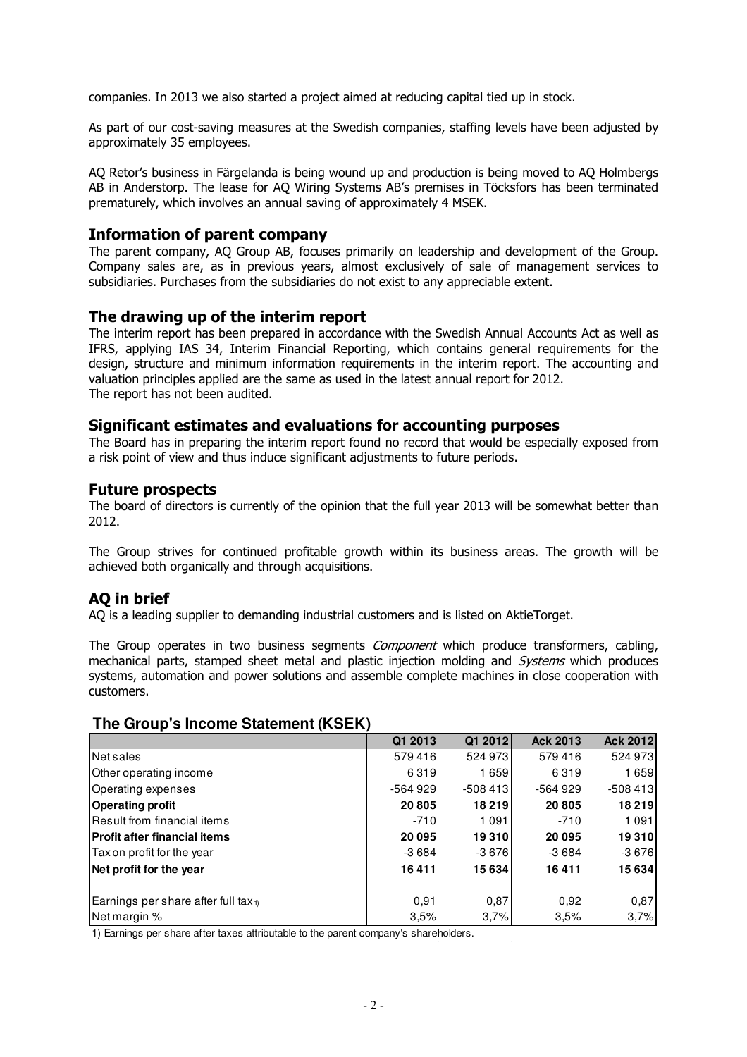companies. In 2013 we also started a project aimed at reducing capital tied up in stock.

As part of our cost-saving measures at the Swedish companies, staffing levels have been adjusted by approximately 35 employees.

AQ Retor's business in Färgelanda is being wound up and production is being moved to AQ Holmbergs AB in Anderstorp. The lease for AQ Wiring Systems AB's premises in Töcksfors has been terminated prematurely, which involves an annual saving of approximately 4 MSEK.

## Information of parent company

The parent company, AQ Group AB, focuses primarily on leadership and development of the Group. Company sales are, as in previous years, almost exclusively of sale of management services to subsidiaries. Purchases from the subsidiaries do not exist to any appreciable extent.

## The drawing up of the interim report

The interim report has been prepared in accordance with the Swedish Annual Accounts Act as well as IFRS, applying IAS 34, Interim Financial Reporting, which contains general requirements for the design, structure and minimum information requirements in the interim report. The accounting and valuation principles applied are the same as used in the latest annual report for 2012.
The report has not been audited.

## Significant estimates and evaluations for accounting purposes

The Board has in preparing the interim report found no record that would be especially exposed from a risk point of view and thus induce significant adjustments to future periods.

## Future prospects

The board of directors is currently of the opinion that the full year 2013 will be somewhat better than 2012.

The Group strives for continued profitable growth within its business areas. The growth will be achieved both organically and through acquisitions.

## AQ in brief

AQ is a leading supplier to demanding industrial customers and is listed on AktieTorget.

The Group operates in two business segments *Component* which produce transformers, cabling, mechanical parts, stamped sheet metal and plastic injection molding and *Systems* which produces systems, automation and power solutions and assemble complete machines in close cooperation with customers.

### The Group's Income Statement (KSEK)

| | Q1 2013 | Q1 2012 | Ack 2013 | Ack 2012 |
|---|---|---|---|---|
| Net sales | 579 416 | 524 973 | 579 416 | 524 973 |
| Other operating income | 6 319 | 1 659 | 6 319 | 1 659 |
| Operating expenses | -564 929 | -508 413 | -564 929 | -508 413 |
| **Operating profit** | **20 805** | **18 219** | **20 805** | **18 219** |
| Result from financial items | -710 | 1 091 | -710 | 1 091 |
| **Profit after financial items** | **20 095** | **19 310** | **20 095** | **19 310** |
| Tax on profit for the year | -3 684 | -3 676 | -3 684 | -3 676 |
| **Net profit for the year** | **16 411** | **15 634** | **16 411** | **15 634** |
| | | | | |
| Earnings per share after full tax 1) | 0,91 | 0,87 | 0,92 | 0,87 |
| Net margin % | 3,5% | 3,7% | 3,5% | 3,7% |

1) Earnings per share after taxes attributable to the parent company's shareholders.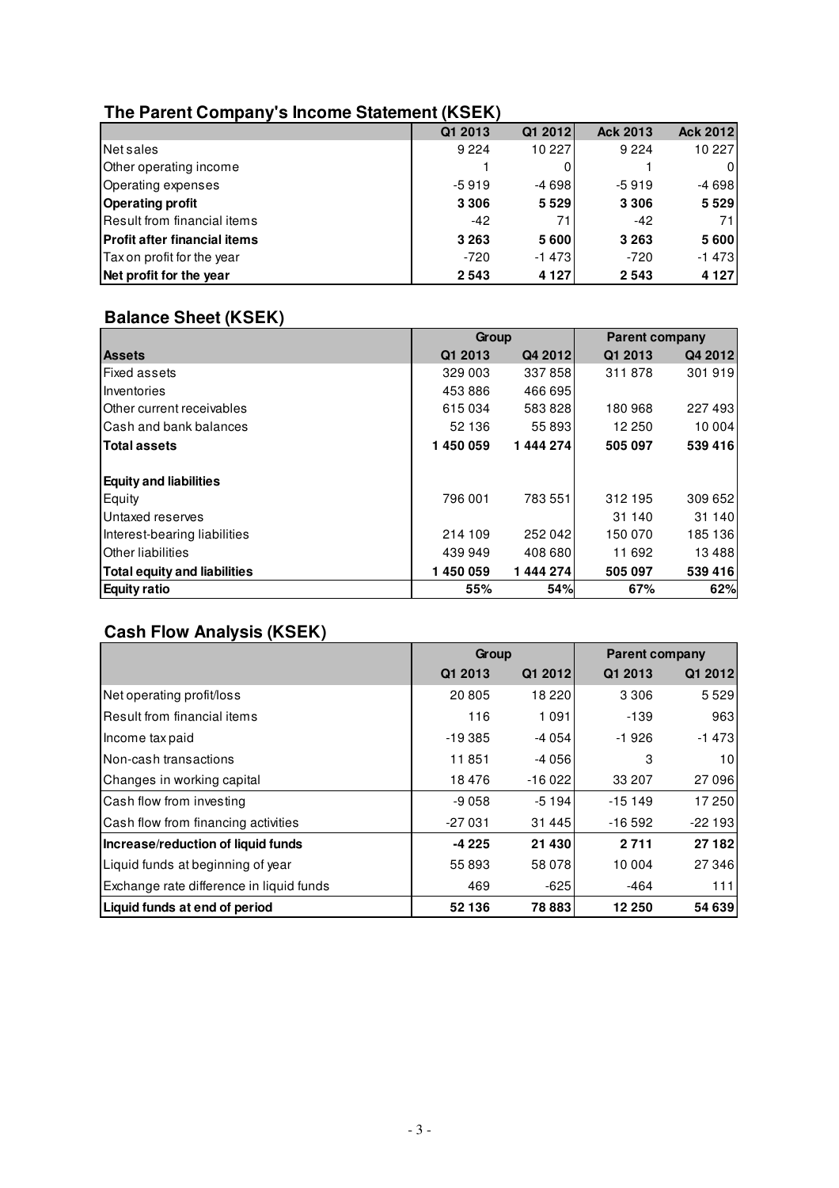## The Parent Company's Income Statement (KSEK)

| | Q1 2013 | Q1 2012 | Ack 2013 | Ack 2012 |
|---|---|---|---|---|
| Net sales | 9 224 | 10 227 | 9 224 | 10 227 |
| Other operating income | 1 | 0 | 1 | 0 |
| Operating expenses | -5 919 | -4 698 | -5 919 | -4 698 |
| **Operating profit** | **3 306** | **5 529** | **3 306** | **5 529** |
| Result from financial items | -42 | 71 | -42 | 71 |
| **Profit after financial items** | **3 263** | **5 600** | **3 263** | **5 600** |
| Tax on profit for the year | -720 | -1 473 | -720 | -1 473 |
| **Net profit for the year** | **2 543** | **4 127** | **2 543** | **4 127** |

## Balance Sheet (KSEK)

| | Group | | Parent company | |
|---|---|---|---|---|
| **Assets** | **Q1 2013** | **Q4 2012** | **Q1 2013** | **Q4 2012** |
| Fixed assets | 329 003 | 337 858 | 311 878 | 301 919 |
| Inventories | 453 886 | 466 695 | | |
| Other current receivables | 615 034 | 583 828 | 180 968 | 227 493 |
| Cash and bank balances | 52 136 | 55 893 | 12 250 | 10 004 |
| **Total assets** | **1 450 059** | **1 444 274** | **505 097** | **539 416** |
| | | | | |
| **Equity and liabilities** | | | | |
| Equity | 796 001 | 783 551 | 312 195 | 309 652 |
| Untaxed reserves | | | 31 140 | 31 140 |
| Interest-bearing liabilities | 214 109 | 252 042 | 150 070 | 185 136 |
| Other liabilities | 439 949 | 408 680 | 11 692 | 13 488 |
| **Total equity and liabilities** | **1 450 059** | **1 444 274** | **505 097** | **539 416** |
| **Equity ratio** | **55%** | **54%** | **67%** | **62%** |

## Cash Flow Analysis (KSEK)

| | Group | | Parent company | |
|---|---|---|---|---|
| | **Q1 2013** | **Q1 2012** | **Q1 2013** | **Q1 2012** |
| Net operating profit/loss | 20 805 | 18 220 | 3 306 | 5 529 |
| Result from financial items | 116 | 1 091 | -139 | 963 |
| Income tax paid | -19 385 | -4 054 | -1 926 | -1 473 |
| Non-cash transactions | 11 851 | -4 056 | 3 | 10 |
| Changes in working capital | 18 476 | -16 022 | 33 207 | 27 096 |
| Cash flow from investing | -9 058 | -5 194 | -15 149 | 17 250 |
| Cash flow from financing activities | -27 031 | 31 445 | -16 592 | -22 193 |
| **Increase/reduction of liquid funds** | **-4 225** | **21 430** | **2 711** | **27 182** |
| Liquid funds at beginning of year | 55 893 | 58 078 | 10 004 | 27 346 |
| Exchange rate difference in liquid funds | 469 | -625 | -464 | 111 |
| **Liquid funds at end of period** | **52 136** | **78 883** | **12 250** | **54 639** |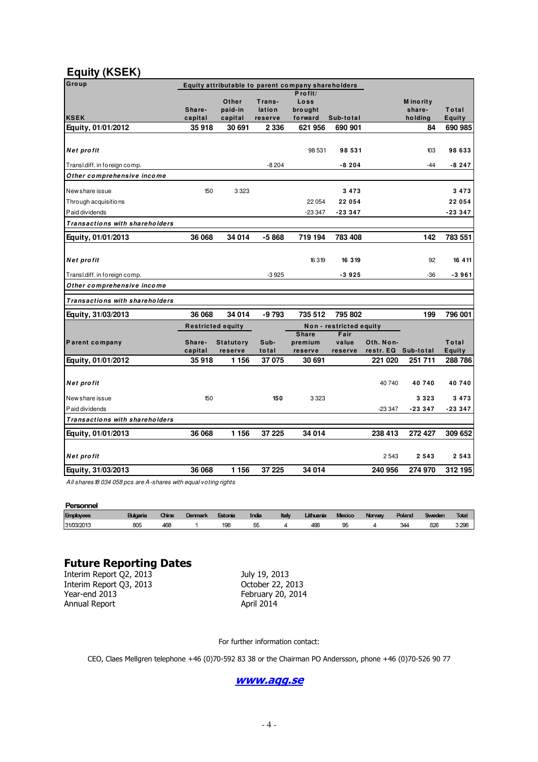## Equity (KSEK)

| Group | Equity attributable to parent company shareholders | | | | | | | |
|---|---|---|---|---|---|---|---|---|
| KSEK | Share-capital | Other paid-in capital | Trans-lation reserve | Profit/ Loss brought forward | Sub-total | | Minority share-holding | Total Equity |
| **Equity, 01/01/2012** | **35 918** | **30 691** | **2 336** | **621 956** | **690 901** | | **84** | **690 985** |
| ***Net profit*** | | | | 98 531 | **98 531** | | 103 | **98 633** |
| Transl.diff. in foreign comp. | | | -8 204 | | **-8 204** | | -44 | **-8 247** |
| ***Other comprehensive income*** | | | | | | | | |
| New share issue | 150 | 3 323 | | | **3 473** | | | **3 473** |
| Through acquisitions | | | | 22 054 | **22 054** | | | **22 054** |
| Paid dividends | | | | -23 347 | **-23 347** | | | **-23 347** |
| ***Transactions with shareholders*** | | | | | | | | |
| **Equity, 01/01/2013** | **36 068** | **34 014** | **-5 868** | **719 194** | **783 408** | | **142** | **783 551** |
| ***Net profit*** | | | | 16 319 | **16 319** | | 92 | **16 411** |
| Transl.diff. in foreign comp. | | | -3 925 | | **-3 925** | | -36 | **-3 961** |
| ***Other comprehensive income*** | | | | | | | | |
| ***Transactions with shareholders*** | | | | | | | | |
| **Equity, 31/03/2013** | **36 068** | **34 014** | **-9 793** | **735 512** | **795 802** | | **199** | **796 001** |

| | Restricted equity | | | Non - restricted equity | | | | |
|---|---|---|---|---|---|---|---|---|
| **Parent company** | Share-capital | Statutory reserve | Sub-total | Share premium reserve | Fair value reserve | Oth. Non-restr. EQ | Sub-total | Total Equity |
| **Equity, 01/01/2012** | **35 918** | **1 156** | **37 075** | **30 691** | | **221 020** | **251 711** | **288 786** |
| ***Net profit*** | | | | | | 40 740 | **40 740** | **40 740** |
| New share issue | 150 | | **150** | 3 323 | | | **3 323** | **3 473** |
| Paid dividends | | | | | | -23 347 | **-23 347** | **-23 347** |
| ***Transactions with shareholders*** | | | | | | | | |
| **Equity, 01/01/2013** | **36 068** | **1 156** | **37 225** | **34 014** | | **238 413** | **272 427** | **309 652** |
| ***Net profit*** | | | | | | 2 543 | **2 543** | **2 543** |
| **Equity, 31/03/2013** | **36 068** | **1 156** | **37 225** | **34 014** | | **240 956** | **274 970** | **312 195** |

*All shares 18 034 058 pcs are A-shares with equal voting rights*

### Personnel

| Employees | Bulgaria | China | Denmark | Estonia | India | Italy | Lithuania | Mexico | Norway | Poland | Sweden | Total |
|---|---|---|---|---|---|---|---|---|---|---|---|---|
| 31/03/2013 | 805 | 468 | 1 | 198 | 55 | 4 | 496 | 95 | 4 | 344 | 826 | 3 296 |

## Future Reporting Dates

| | |
|---|---|
| Interim Report Q2, 2013 | July 19, 2013 |
| Interim Report Q3, 2013 | October 22, 2013 |
| Year-end 2013 | February 20, 2014 |
| Annual Report | April 2014 |

For further information contact:

CEO, Claes Mellgren telephone +46 (0)70-592 83 38 or the Chairman PO Andersson, phone +46 (0)70-526 90 77

**www.aqg.se**